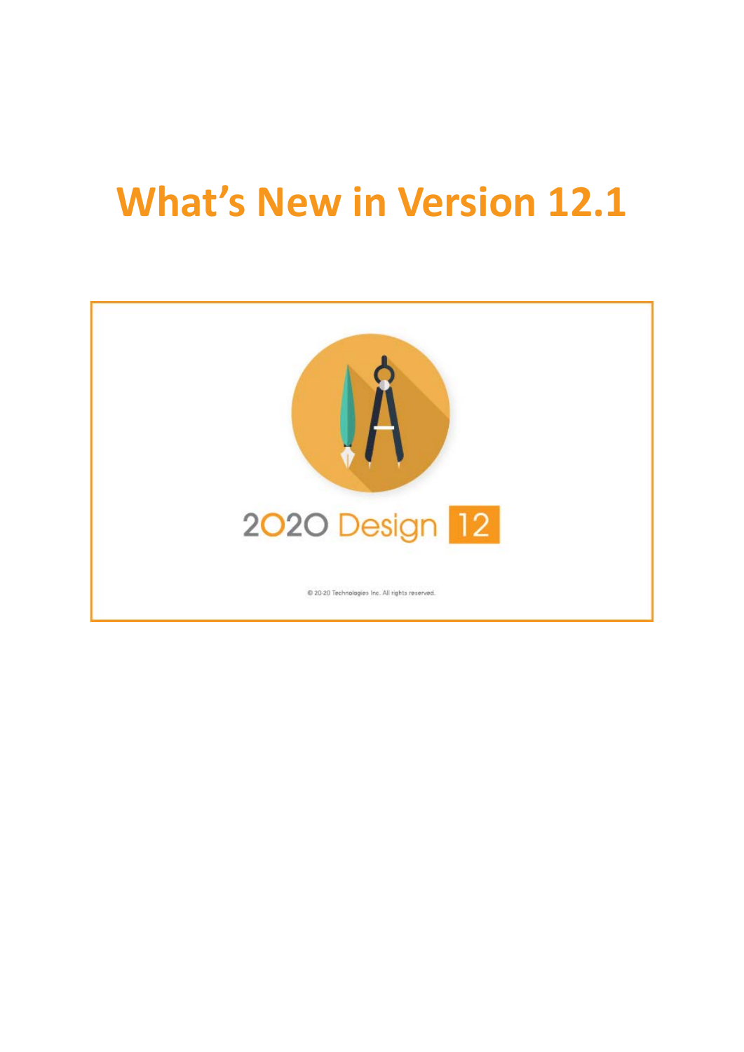# What's New in Version 12.1

2020 Design 12

© 20-20 Technologies Inc. All rights reserved.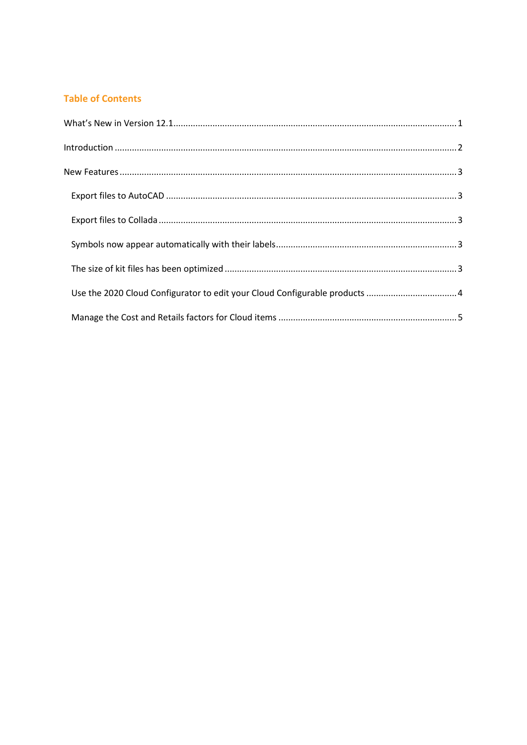## Table of Contents

What's New in Version 12.1 .................................................................................................................... 1

Introduction .......................................................................................................................................... 2

New Features ......................................................................................................................................... 3

- Export files to AutoCAD ..................................................................................................................... 3
- Export files to Collada ........................................................................................................................ 3
- Symbols now appear automatically with their labels ......................................................................... 3
- The size of kit files has been optimized .............................................................................................. 3
- Use the 2020 Cloud Configurator to edit your Cloud Configurable products ..................................... 4
- Manage the Cost and Retails factors for Cloud items ........................................................................ 5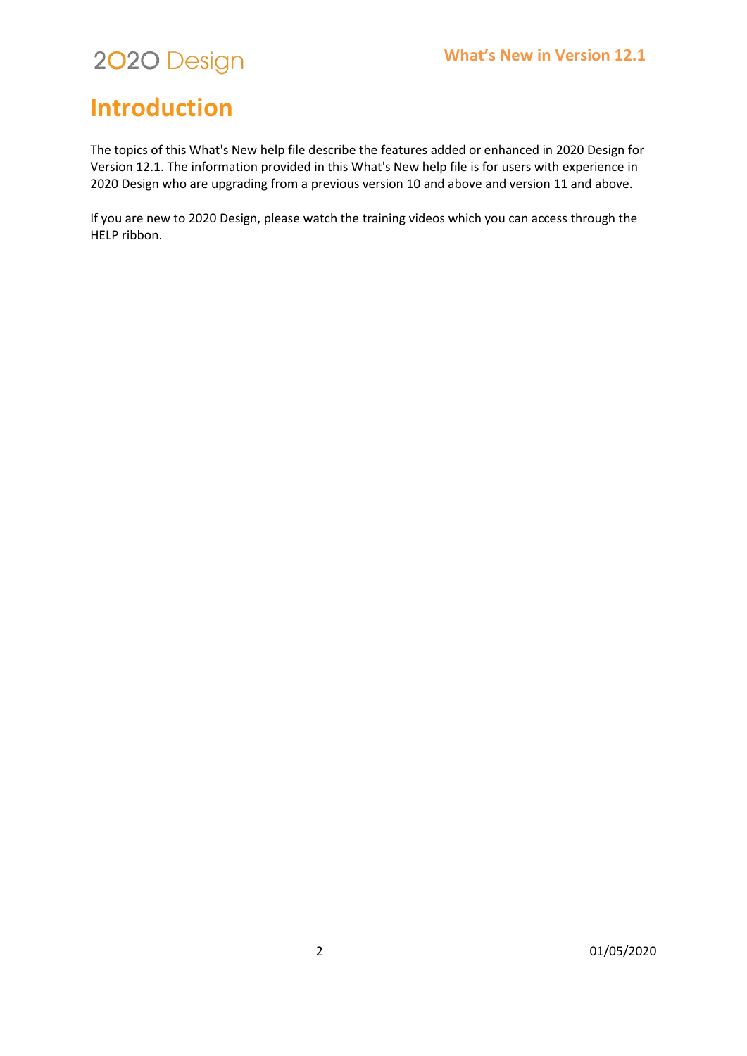# Introduction

The topics of this What's New help file describe the features added or enhanced in 2020 Design for Version 12.1. The information provided in this What's New help file is for users with experience in 2020 Design who are upgrading from a previous version 10 and above and version 11 and above.

If you are new to 2020 Design, please watch the training videos which you can access through the HELP ribbon.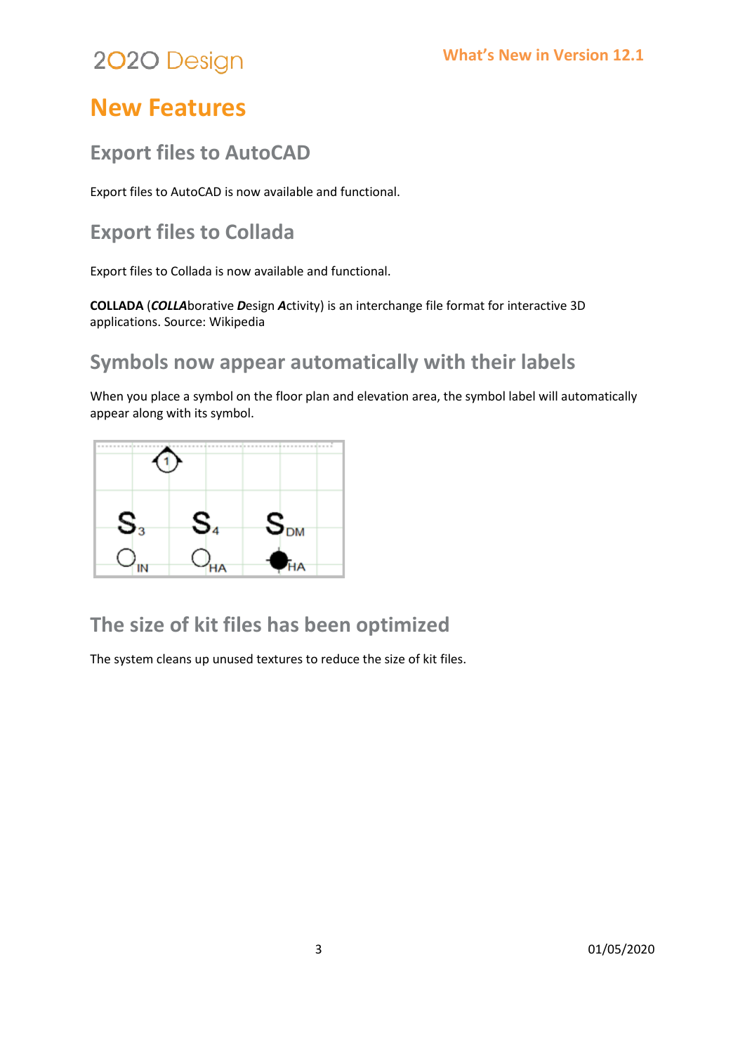# New Features

## Export files to AutoCAD

Export files to AutoCAD is now available and functional.

## Export files to Collada

Export files to Collada is now available and functional.

**COLLADA** (***COLLA***borative ***D***esign ***A***ctivity) is an interchange file format for interactive 3D applications. Source: Wikipedia

## Symbols now appear automatically with their labels

When you place a symbol on the floor plan and elevation area, the symbol label will automatically appear along with its symbol.

## The size of kit files has been optimized

The system cleans up unused textures to reduce the size of kit files.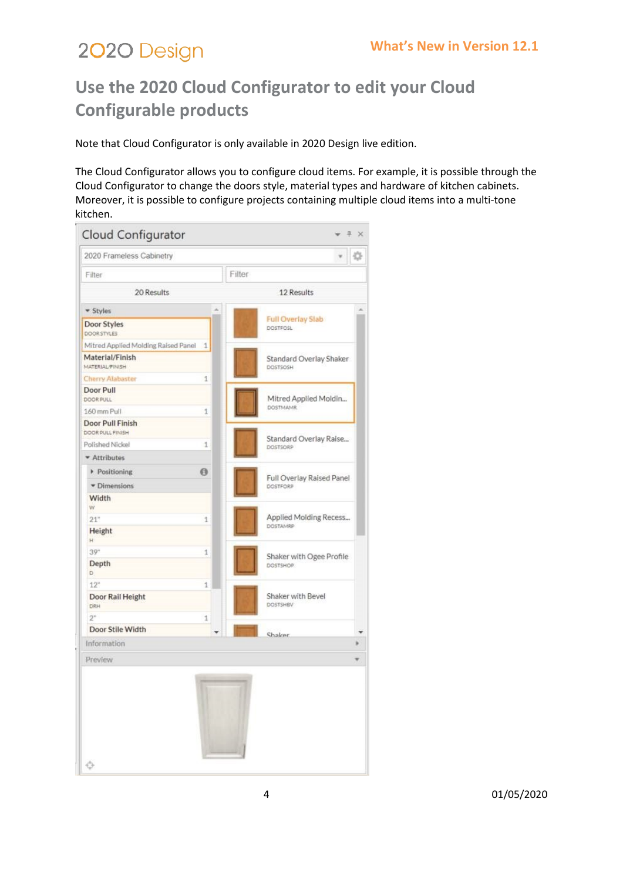# Use the 2020 Cloud Configurator to edit your Cloud Configurable products

Note that Cloud Configurator is only available in 2020 Design live edition.

The Cloud Configurator allows you to configure cloud items. For example, it is possible through the Cloud Configurator to change the doors style, material types and hardware of kitchen cabinets. Moreover, it is possible to configure projects containing multiple cloud items into a multi-tone kitchen.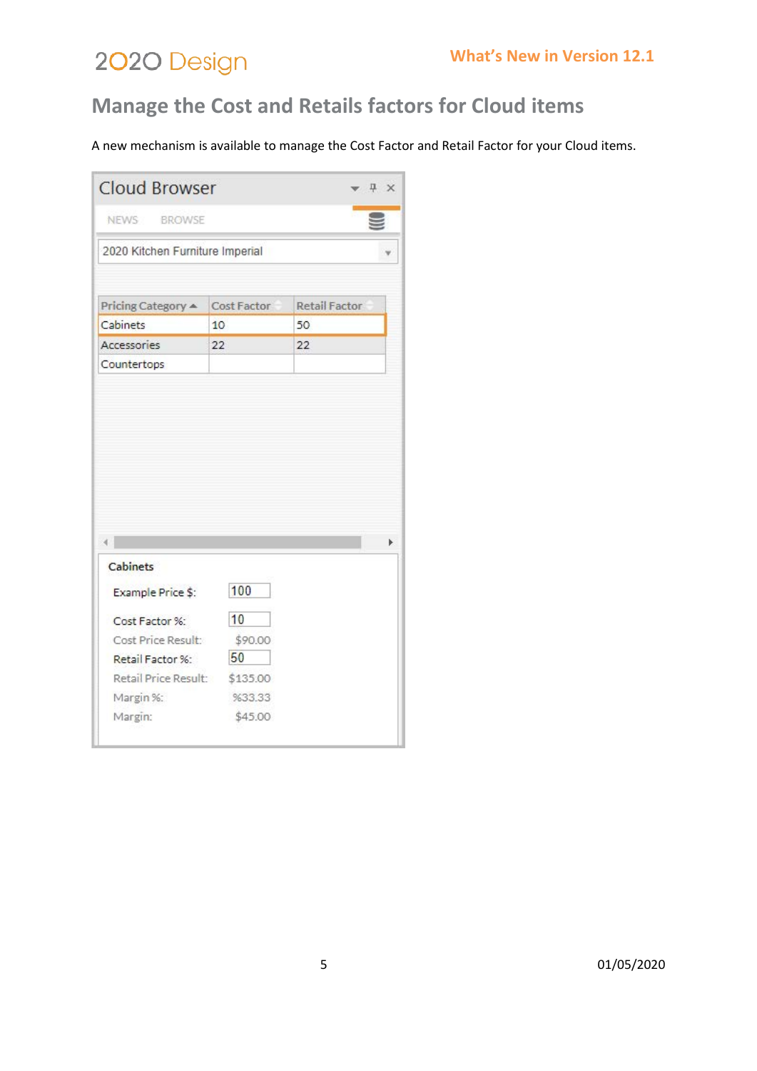## Manage the Cost and Retails factors for Cloud items

A new mechanism is available to manage the Cost Factor and Retail Factor for your Cloud items.

Cloud Browser

NEWS BROWSE

2020 Kitchen Furniture Imperial

| Pricing Category | Cost Factor | Retail Factor |
|---|---|---|
| Cabinets | 10 | 50 |
| Accessories | 22 | 22 |
| Countertops | | |

**Cabinets**

Example Price $: 100

Cost Factor %: 10

Cost Price Result: $90.00

Retail Factor %: 50

Retail Price Result: $135.00

Margin %: %33.33

Margin: $45.00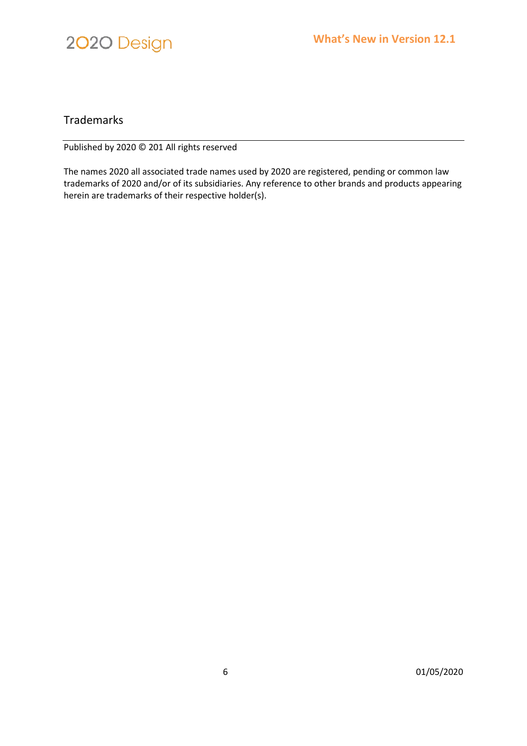## Trademarks

Published by 2020 © 201 All rights reserved

The names 2020 all associated trade names used by 2020 are registered, pending or common law trademarks of 2020 and/or of its subsidiaries. Any reference to other brands and products appearing herein are trademarks of their respective holder(s).